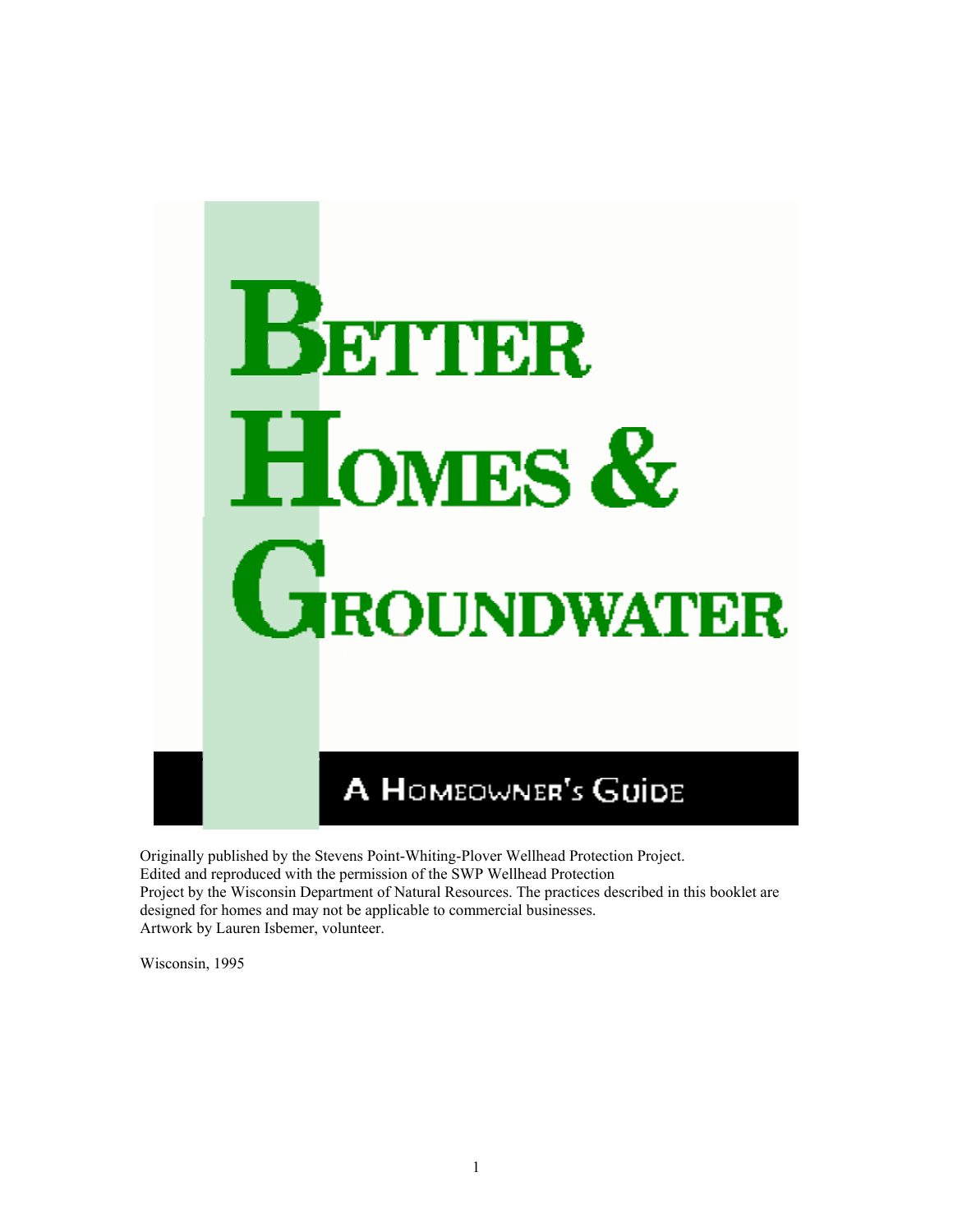# Better Homes & Groundwater

## A Homeowner's Guide

Originally published by the Stevens Point-Whiting-Plover Wellhead Protection Project.
Edited and reproduced with the permission of the SWP Wellhead Protection
Project by the Wisconsin Department of Natural Resources. The practices described in this booklet are designed for homes and may not be applicable to commercial businesses.
Artwork by Lauren Isbemer, volunteer.

Wisconsin, 1995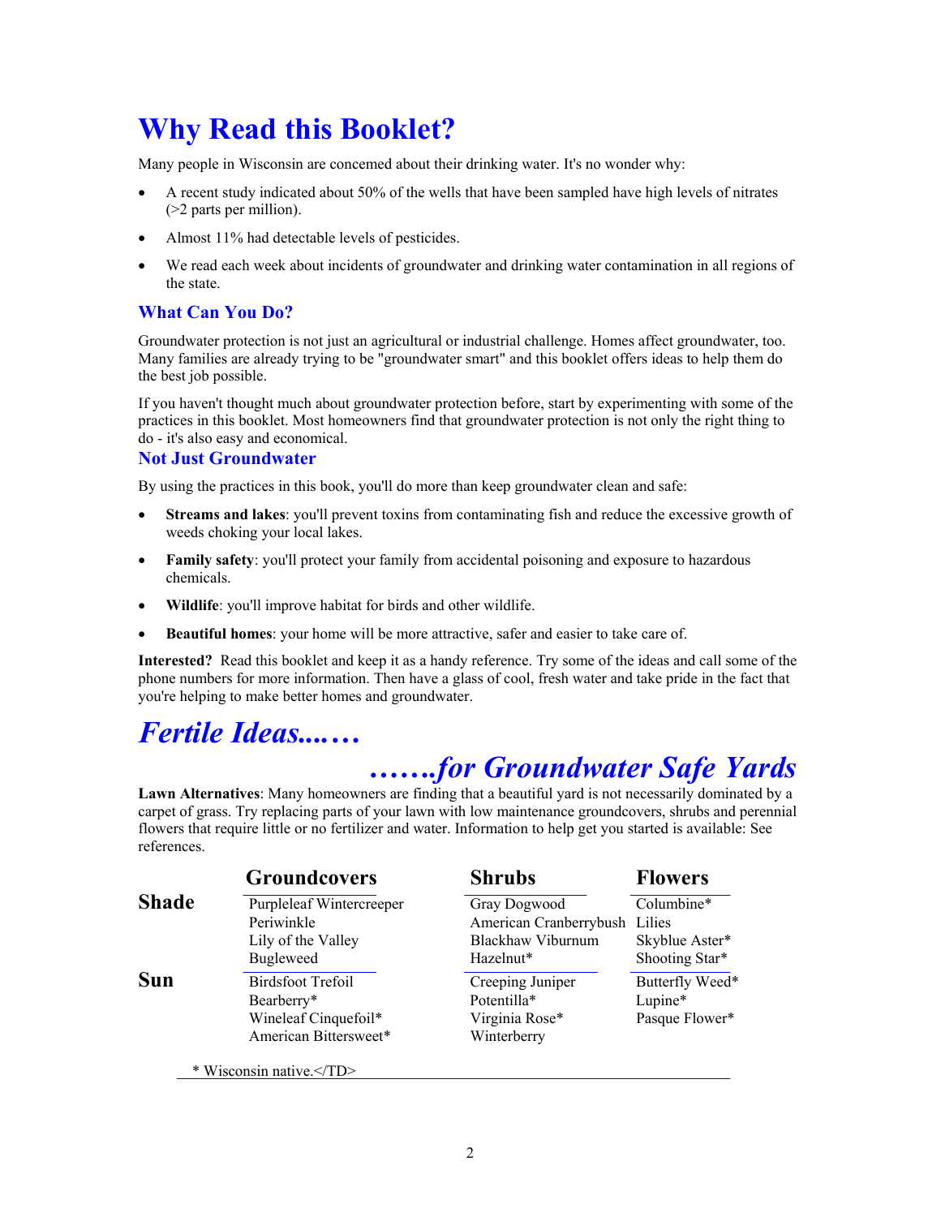# Why Read this Booklet?

Many people in Wisconsin are concemed about their drinking water. It's no wonder why:

- A recent study indicated about 50% of the wells that have been sampled have high levels of nitrates (>2 parts per million).
- Almost 11% had detectable levels of pesticides.
- We read each week about incidents of groundwater and drinking water contamination in all regions of the state.

## What Can You Do?

Groundwater protection is not just an agricultural or industrial challenge. Homes affect groundwater, too. Many families are already trying to be "groundwater smart" and this booklet offers ideas to help them do the best job possible.

If you haven't thought much about groundwater protection before, start by experimenting with some of the practices in this booklet. Most homeowners find that groundwater protection is not only the right thing to do - it's also easy and economical.

## Not Just Groundwater

By using the practices in this book, you'll do more than keep groundwater clean and safe:

- **Streams and lakes**: you'll prevent toxins from contaminating fish and reduce the excessive growth of weeds choking your local lakes.
- **Family safety**: you'll protect your family from accidental poisoning and exposure to hazardous chemicals.
- **Wildlife**: you'll improve habitat for birds and other wildlife.
- **Beautiful homes**: your home will be more attractive, safer and easier to take care of.

**Interested?** Read this booklet and keep it as a handy reference. Try some of the ideas and call some of the phone numbers for more information. Then have a glass of cool, fresh water and take pride in the fact that you're helping to make better homes and groundwater.

# *Fertile Ideas.......*

# *.......for Groundwater Safe Yards*

**Lawn Alternatives**: Many homeowners are finding that a beautiful yard is not necessarily dominated by a carpet of grass. Try replacing parts of your lawn with low maintenance groundcovers, shrubs and perennial flowers that require little or no fertilizer and water. Information to help get you started is available: See references.

| | Groundcovers | Shrubs | Flowers |
|---|---|---|---|
| **Shade** | Purpleleaf Wintercreeper | Gray Dogwood | Columbine* |
| | Periwinkle | American Cranberrybush | Lilies |
| | Lily of the Valley | Blackhaw Viburnum | Skyblue Aster* |
| | Bugleweed | Hazelnut* | Shooting Star* |
| **Sun** | Birdsfoot Trefoil | Creeping Juniper | Butterfly Weed* |
| | Bearberry* | Potentilla* | Lupine* |
| | Wineleaf Cinquefoil* | Virginia Rose* | Pasque Flower* |
| | American Bittersweet* | Winterberry | |

* Wisconsin native.</TD>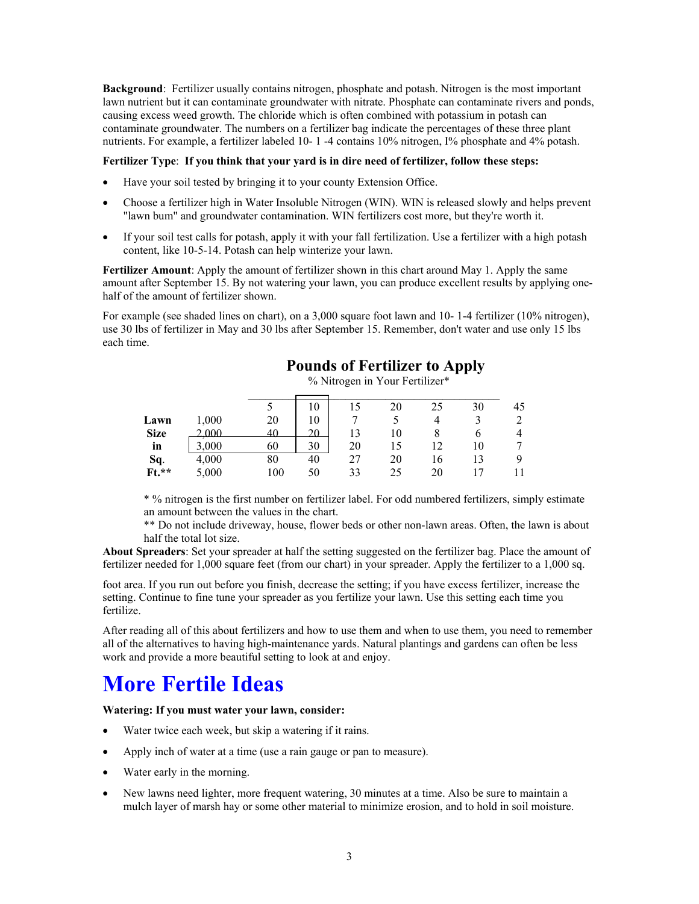**Background**: Fertilizer usually contains nitrogen, phosphate and potash. Nitrogen is the most important lawn nutrient but it can contaminate groundwater with nitrate. Phosphate can contaminate rivers and ponds, causing excess weed growth. The chloride which is often combined with potassium in potash can contaminate groundwater. The numbers on a fertilizer bag indicate the percentages of these three plant nutrients. For example, a fertilizer labeled 10- 1 -4 contains 10% nitrogen, I% phosphate and 4% potash.

**Fertilizer Type**: **If you think that your yard is in dire need of fertilizer, follow these steps:**

- Have your soil tested by bringing it to your county Extension Office.
- Choose a fertilizer high in Water Insoluble Nitrogen (WIN). WIN is released slowly and helps prevent "lawn bum" and groundwater contamination. WIN fertilizers cost more, but they're worth it.
- If your soil test calls for potash, apply it with your fall fertilization. Use a fertilizer with a high potash content, like 10-5-14. Potash can help winterize your lawn.

**Fertilizer Amount**: Apply the amount of fertilizer shown in this chart around May 1. Apply the same amount after September 15. By not watering your lawn, you can produce excellent results by applying one-half of the amount of fertilizer shown.

For example (see shaded lines on chart), on a 3,000 square foot lawn and 10- 1-4 fertilizer (10% nitrogen), use 30 lbs of fertilizer in May and 30 lbs after September 15. Remember, don't water and use only 15 lbs each time.

## Pounds of Fertilizer to Apply

% Nitrogen in Your Fertilizer*

| | | 5 | 10 | 15 | 20 | 25 | 30 | 45 |
|---|---|---|---|---|---|---|---|---|
| **Lawn** | 1,000 | 20 | 10 | 7 | 5 | 4 | 3 | 2 |
| **Size** | 2,000 | 40 | 20 | 13 | 10 | 8 | 6 | 4 |
| **in** | 3,000 | 60 | 30 | 20 | 15 | 12 | 10 | 7 |
| **Sq.** | 4,000 | 80 | 40 | 27 | 20 | 16 | 13 | 9 |
| **Ft.**** | 5,000 | 100 | 50 | 33 | 25 | 20 | 17 | 11 |

* % nitrogen is the first number on fertilizer label. For odd numbered fertilizers, simply estimate an amount between the values in the chart.

** Do not include driveway, house, flower beds or other non-lawn areas. Often, the lawn is about half the total lot size.

**About Spreaders**: Set your spreader at half the setting suggested on the fertilizer bag. Place the amount of fertilizer needed for 1,000 square feet (from our chart) in your spreader. Apply the fertilizer to a 1,000 sq. foot area. If you run out before you finish, decrease the setting; if you have excess fertilizer, increase the setting. Continue to fine tune your spreader as you fertilize your lawn. Use this setting each time you fertilize.

After reading all of this about fertilizers and how to use them and when to use them, you need to remember all of the alternatives to having high-maintenance yards. Natural plantings and gardens can often be less work and provide a more beautiful setting to look at and enjoy.

# More Fertile Ideas

**Watering: If you must water your lawn, consider:**

- Water twice each week, but skip a watering if it rains.
- Apply inch of water at a time (use a rain gauge or pan to measure).
- Water early in the morning.
- New lawns need lighter, more frequent watering, 30 minutes at a time. Also be sure to maintain a mulch layer of marsh hay or some other material to minimize erosion, and to hold in soil moisture.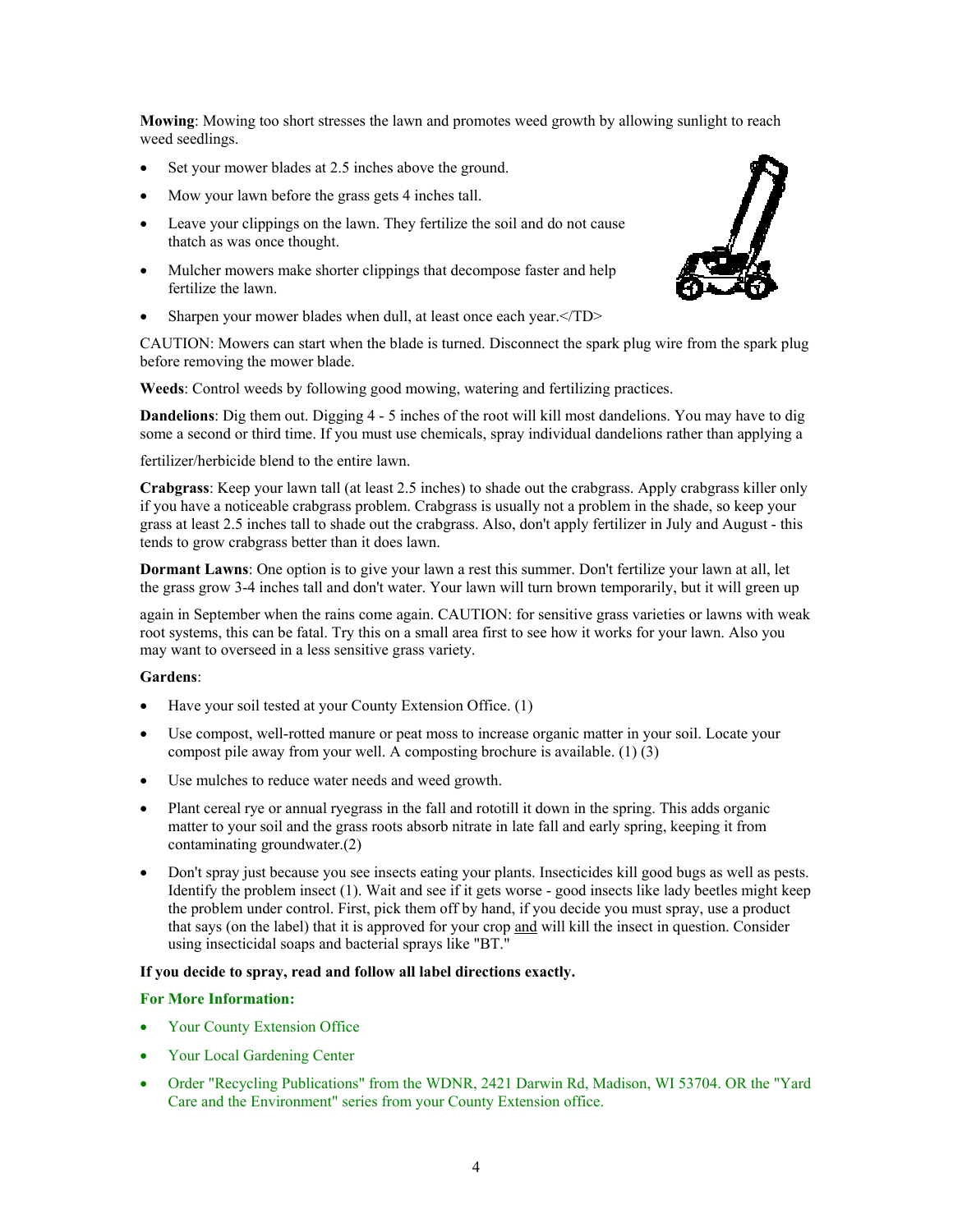**Mowing**: Mowing too short stresses the lawn and promotes weed growth by allowing sunlight to reach weed seedlings.

- Set your mower blades at 2.5 inches above the ground.
- Mow your lawn before the grass gets 4 inches tall.
- Leave your clippings on the lawn. They fertilize the soil and do not cause thatch as was once thought.
- Mulcher mowers make shorter clippings that decompose faster and help fertilize the lawn.
- Sharpen your mower blades when dull, at least once each year.</TD>

CAUTION: Mowers can start when the blade is turned. Disconnect the spark plug wire from the spark plug before removing the mower blade.

**Weeds**: Control weeds by following good mowing, watering and fertilizing practices.

**Dandelions**: Dig them out. Digging 4 - 5 inches of the root will kill most dandelions. You may have to dig some a second or third time. If you must use chemicals, spray individual dandelions rather than applying a fertilizer/herbicide blend to the entire lawn.

**Crabgrass**: Keep your lawn tall (at least 2.5 inches) to shade out the crabgrass. Apply crabgrass killer only if you have a noticeable crabgrass problem. Crabgrass is usually not a problem in the shade, so keep your grass at least 2.5 inches tall to shade out the crabgrass. Also, don't apply fertilizer in July and August - this tends to grow crabgrass better than it does lawn.

**Dormant Lawns**: One option is to give your lawn a rest this summer. Don't fertilize your lawn at all, let the grass grow 3-4 inches tall and don't water. Your lawn will turn brown temporarily, but it will green up again in September when the rains come again. CAUTION: for sensitive grass varieties or lawns with weak root systems, this can be fatal. Try this on a small area first to see how it works for your lawn. Also you may want to overseed in a less sensitive grass variety.

**Gardens**:

- Have your soil tested at your County Extension Office. (1)
- Use compost, well-rotted manure or peat moss to increase organic matter in your soil. Locate your compost pile away from your well. A composting brochure is available. (1) (3)
- Use mulches to reduce water needs and weed growth.
- Plant cereal rye or annual ryegrass in the fall and rototill it down in the spring. This adds organic matter to your soil and the grass roots absorb nitrate in late fall and early spring, keeping it from contaminating groundwater.(2)
- Don't spray just because you see insects eating your plants. Insecticides kill good bugs as well as pests. Identify the problem insect (1). Wait and see if it gets worse - good insects like lady beetles might keep the problem under control. First, pick them off by hand, if you decide you must spray, use a product that says (on the label) that it is approved for your crop <u>and</u> will kill the insect in question. Consider using insecticidal soaps and bacterial sprays like "BT."

**If you decide to spray, read and follow all label directions exactly.**

**For More Information:**

- Your County Extension Office
- Your Local Gardening Center
- Order "Recycling Publications" from the WDNR, 2421 Darwin Rd, Madison, WI 53704. OR the "Yard Care and the Environment" series from your County Extension office.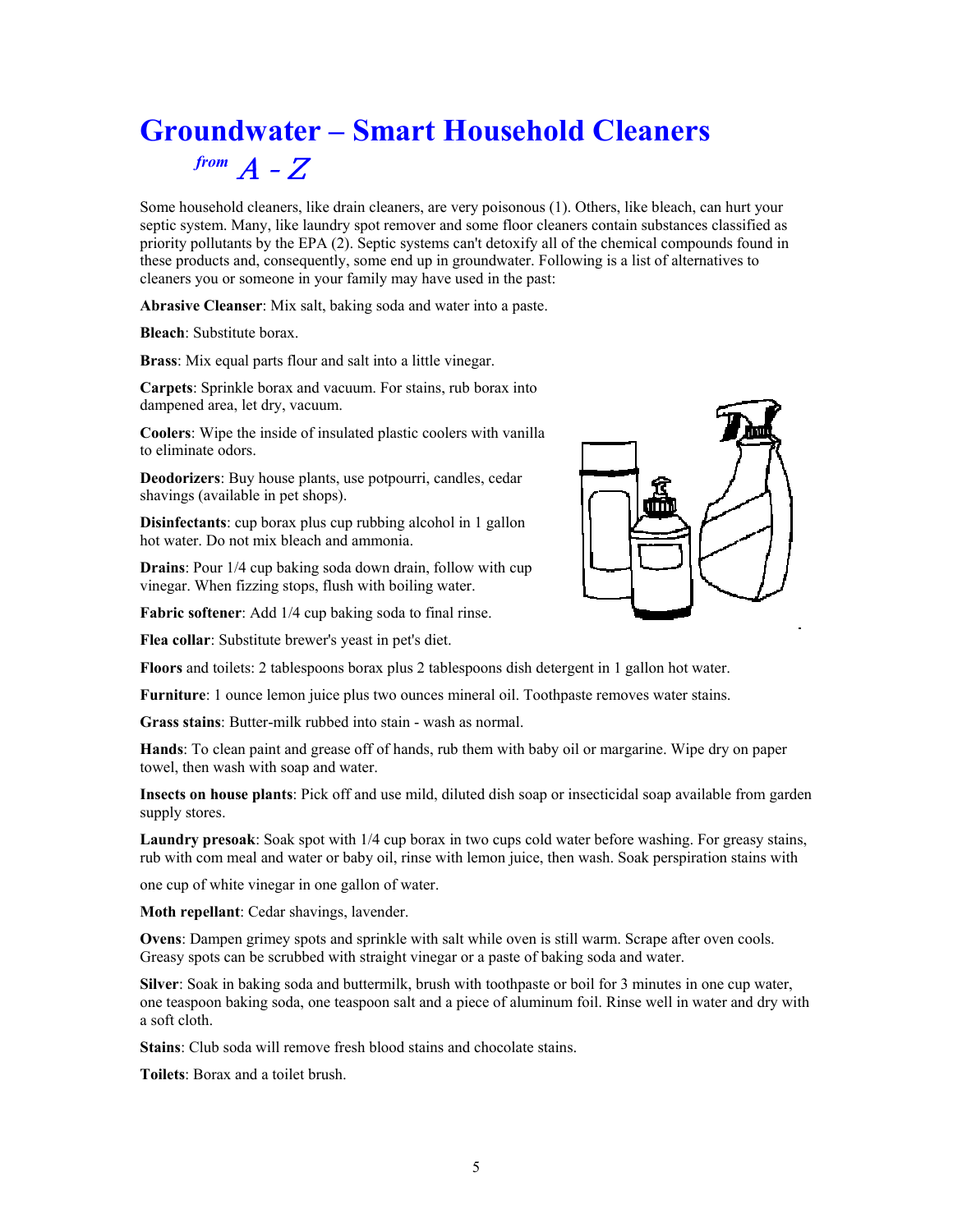# Groundwater – Smart Household Cleaners

*from A - Z*

Some household cleaners, like drain cleaners, are very poisonous (1). Others, like bleach, can hurt your septic system. Many, like laundry spot remover and some floor cleaners contain substances classified as priority pollutants by the EPA (2). Septic systems can't detoxify all of the chemical compounds found in these products and, consequently, some end up in groundwater. Following is a list of alternatives to cleaners you or someone in your family may have used in the past:

**Abrasive Cleanser**: Mix salt, baking soda and water into a paste.

**Bleach**: Substitute borax.

**Brass**: Mix equal parts flour and salt into a little vinegar.

**Carpets**: Sprinkle borax and vacuum. For stains, rub borax into dampened area, let dry, vacuum.

**Coolers**: Wipe the inside of insulated plastic coolers with vanilla to eliminate odors.

**Deodorizers**: Buy house plants, use potpourri, candles, cedar shavings (available in pet shops).

**Disinfectants**: cup borax plus cup rubbing alcohol in 1 gallon hot water. Do not mix bleach and ammonia.

**Drains**: Pour 1/4 cup baking soda down drain, follow with cup vinegar. When fizzing stops, flush with boiling water.

**Fabric softener**: Add 1/4 cup baking soda to final rinse.

**Flea collar**: Substitute brewer's yeast in pet's diet.

**Floors** and toilets: 2 tablespoons borax plus 2 tablespoons dish detergent in 1 gallon hot water.

**Furniture**: 1 ounce lemon juice plus two ounces mineral oil. Toothpaste removes water stains.

**Grass stains**: Butter-milk rubbed into stain - wash as normal.

**Hands**: To clean paint and grease off of hands, rub them with baby oil or margarine. Wipe dry on paper towel, then wash with soap and water.

**Insects on house plants**: Pick off and use mild, diluted dish soap or insecticidal soap available from garden supply stores.

**Laundry presoak**: Soak spot with 1/4 cup borax in two cups cold water before washing. For greasy stains, rub with com meal and water or baby oil, rinse with lemon juice, then wash. Soak perspiration stains with one cup of white vinegar in one gallon of water.

**Moth repellant**: Cedar shavings, lavender.

**Ovens**: Dampen grimey spots and sprinkle with salt while oven is still warm. Scrape after oven cools. Greasy spots can be scrubbed with straight vinegar or a paste of baking soda and water.

**Silver**: Soak in baking soda and buttermilk, brush with toothpaste or boil for 3 minutes in one cup water, one teaspoon baking soda, one teaspoon salt and a piece of aluminum foil. Rinse well in water and dry with a soft cloth.

**Stains**: Club soda will remove fresh blood stains and chocolate stains.

**Toilets**: Borax and a toilet brush.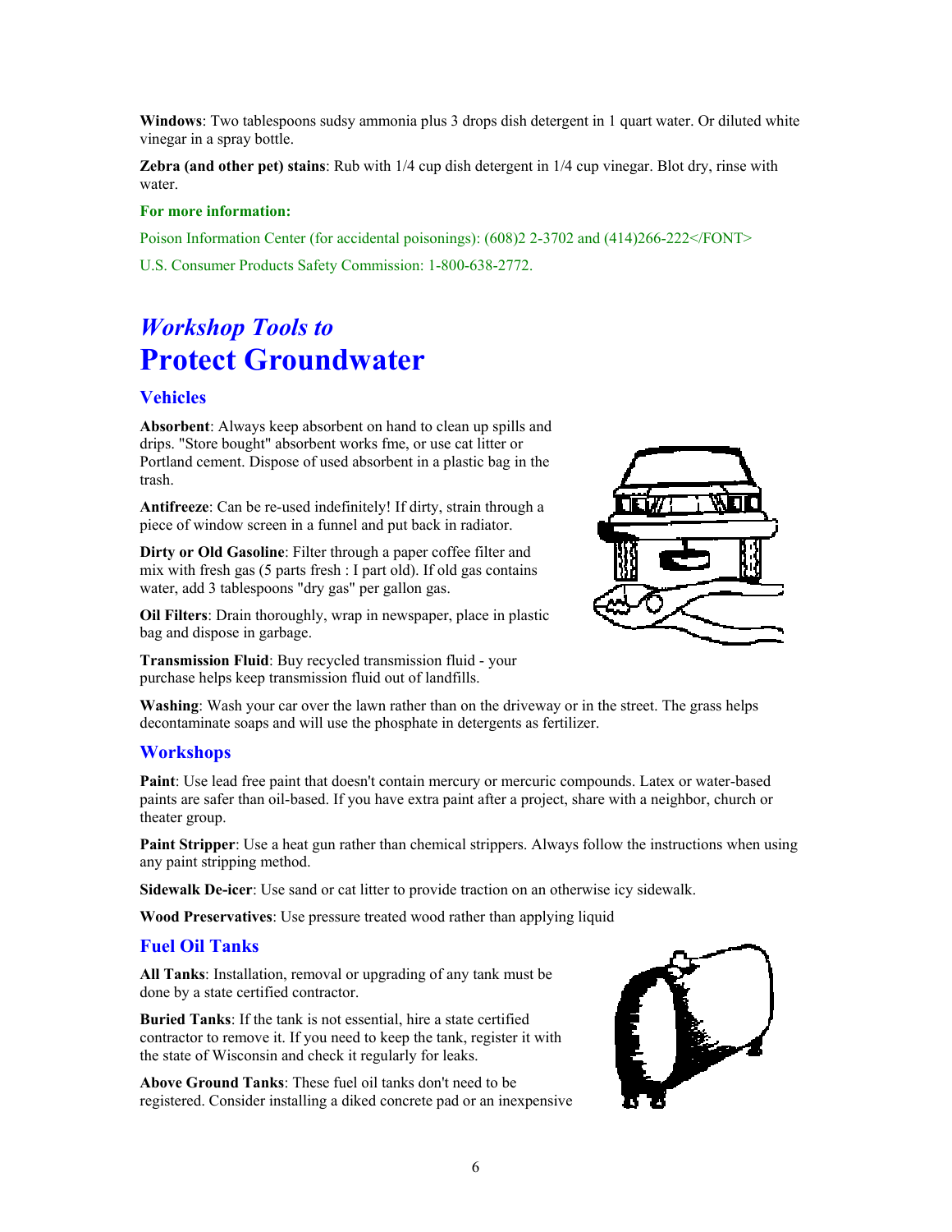**Windows**: Two tablespoons sudsy ammonia plus 3 drops dish detergent in 1 quart water. Or diluted white vinegar in a spray bottle.

**Zebra (and other pet) stains**: Rub with 1/4 cup dish detergent in 1/4 cup vinegar. Blot dry, rinse with water.

**For more information:**

Poison Information Center (for accidental poisonings): (608)2 2-3702 and (414)266-222</FONT>

U.S. Consumer Products Safety Commission: 1-800-638-2772.

# *Workshop Tools to* Protect Groundwater

## Vehicles

**Absorbent**: Always keep absorbent on hand to clean up spills and drips. "Store bought" absorbent works fme, or use cat litter or Portland cement. Dispose of used absorbent in a plastic bag in the trash.

**Antifreeze**: Can be re-used indefinitely! If dirty, strain through a piece of window screen in a funnel and put back in radiator.

**Dirty or Old Gasoline**: Filter through a paper coffee filter and mix with fresh gas (5 parts fresh : I part old). If old gas contains water, add 3 tablespoons "dry gas" per gallon gas.

**Oil Filters**: Drain thoroughly, wrap in newspaper, place in plastic bag and dispose in garbage.

**Transmission Fluid**: Buy recycled transmission fluid - your purchase helps keep transmission fluid out of landfills.

**Washing**: Wash your car over the lawn rather than on the driveway or in the street. The grass helps decontaminate soaps and will use the phosphate in detergents as fertilizer.

## Workshops

**Paint**: Use lead free paint that doesn't contain mercury or mercuric compounds. Latex or water-based paints are safer than oil-based. If you have extra paint after a project, share with a neighbor, church or theater group.

**Paint Stripper**: Use a heat gun rather than chemical strippers. Always follow the instructions when using any paint stripping method.

**Sidewalk De-icer**: Use sand or cat litter to provide traction on an otherwise icy sidewalk.

**Wood Preservatives**: Use pressure treated wood rather than applying liquid

## Fuel Oil Tanks

**All Tanks**: Installation, removal or upgrading of any tank must be done by a state certified contractor.

**Buried Tanks**: If the tank is not essential, hire a state certified contractor to remove it. If you need to keep the tank, register it with the state of Wisconsin and check it regularly for leaks.

**Above Ground Tanks**: These fuel oil tanks don't need to be registered. Consider installing a diked concrete pad or an inexpensive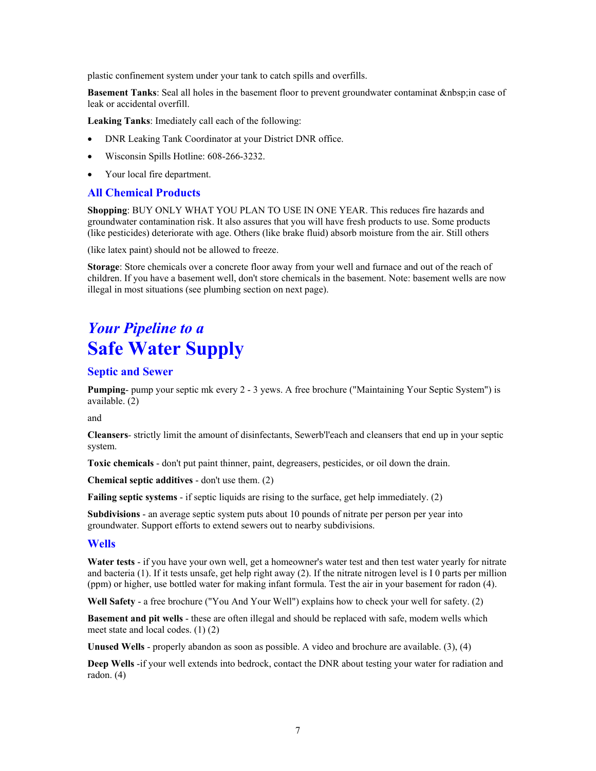plastic confinement system under your tank to catch spills and overfills.

**Basement Tanks**: Seal all holes in the basement floor to prevent groundwater contaminat &nbsp;in case of leak or accidental overfill.

**Leaking Tanks**: Imediately call each of the following:

- DNR Leaking Tank Coordinator at your District DNR office.
- Wisconsin Spills Hotline: 608-266-3232.
- Your local fire department.

### All Chemical Products

**Shopping**: BUY ONLY WHAT YOU PLAN TO USE IN ONE YEAR. This reduces fire hazards and groundwater contamination risk. It also assures that you will have fresh products to use. Some products (like pesticides) deteriorate with age. Others (like brake fluid) absorb moisture from the air. Still others

(like latex paint) should not be allowed to freeze.

**Storage**: Store chemicals over a concrete floor away from your well and furnace and out of the reach of children. If you have a basement well, don't store chemicals in the basement. Note: basement wells are now illegal in most situations (see plumbing section on next page).

## *Your Pipeline to a*
## Safe Water Supply

### Septic and Sewer

**Pumping**- pump your septic mk every 2 - 3 yews. A free brochure ("Maintaining Your Septic System") is available. (2)

and

**Cleansers**- strictly limit the amount of disinfectants, Sewerb'l'each and cleansers that end up in your septic system.

**Toxic chemicals** - don't put paint thinner, paint, degreasers, pesticides, or oil down the drain.

**Chemical septic additives** - don't use them. (2)

**Failing septic systems** - if septic liquids are rising to the surface, get help immediately. (2)

**Subdivisions** - an average septic system puts about 10 pounds of nitrate per person per year into groundwater. Support efforts to extend sewers out to nearby subdivisions.

### Wells

**Water tests** - if you have your own well, get a homeowner's water test and then test water yearly for nitrate and bacteria (1). If it tests unsafe, get help right away (2). If the nitrate nitrogen level is I 0 parts per million (ppm) or higher, use bottled water for making infant formula. Test the air in your basement for radon (4).

**Well Safety** - a free brochure ("You And Your Well") explains how to check your well for safety. (2)

**Basement and pit wells** - these are often illegal and should be replaced with safe, modem wells which meet state and local codes. (1) (2)

**Unused Wells** - properly abandon as soon as possible. A video and brochure are available. (3), (4)

**Deep Wells** -if your well extends into bedrock, contact the DNR about testing your water for radiation and radon. (4)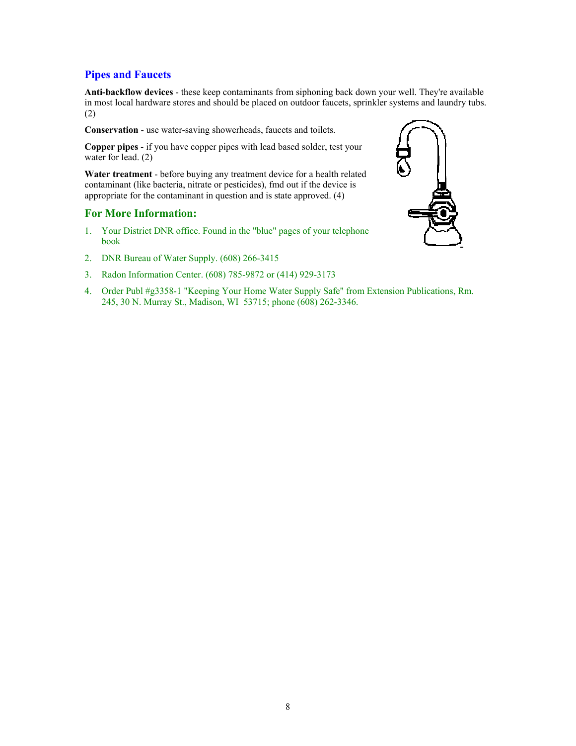## Pipes and Faucets

**Anti-backflow devices** - these keep contaminants from siphoning back down your well. They're available in most local hardware stores and should be placed on outdoor faucets, sprinkler systems and laundry tubs. (2)

**Conservation** - use water-saving showerheads, faucets and toilets.

**Copper pipes** - if you have copper pipes with lead based solder, test your water for lead. (2)

**Water treatment** - before buying any treatment device for a health related contaminant (like bacteria, nitrate or pesticides), fmd out if the device is appropriate for the contaminant in question and is state approved. (4)

## For More Information:

1. Your District DNR office. Found in the "blue" pages of your telephone book
2. DNR Bureau of Water Supply. (608) 266-3415
3. Radon Information Center. (608) 785-9872 or (414) 929-3173
4. Order Publ #g3358-1 "Keeping Your Home Water Supply Safe" from Extension Publications, Rm. 245, 30 N. Murray St., Madison, WI 53715; phone (608) 262-3346.